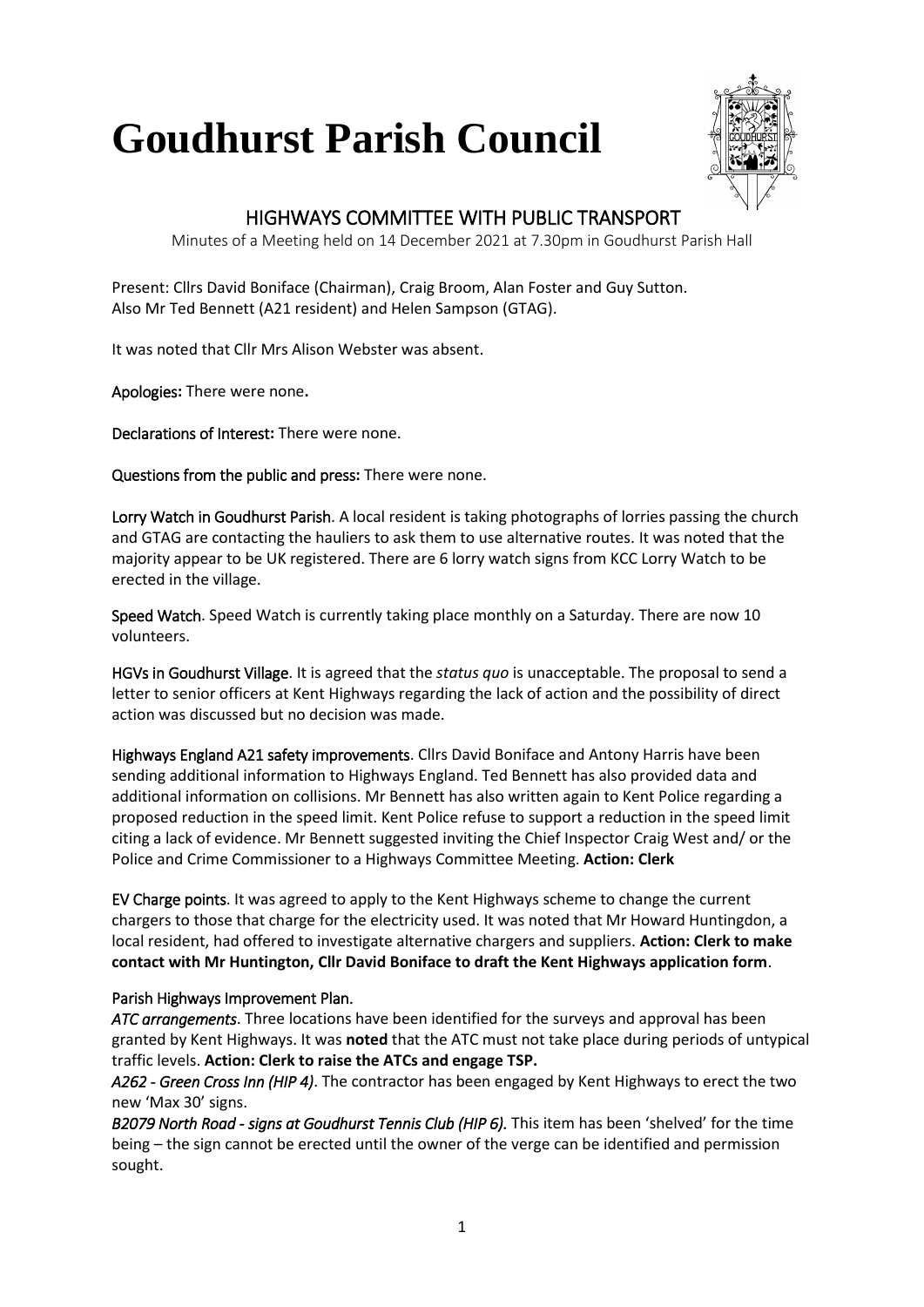# Goudhurst Parish Council

## HIGHWAYS COMMITTEE WITH PUBLIC TRANSPORT

Minutes of a Meeting held on 14 December 2021 at 7.30pm in Goudhurst Parish Hall

Present: Cllrs David Boniface (Chairman), Craig Broom, Alan Foster and Guy Sutton.
Also Mr Ted Bennett (A21 resident) and Helen Sampson (GTAG).

It was noted that Cllr Mrs Alison Webster was absent.

**Apologies:** There were none**.**

**Declarations of Interest:** There were none.

**Questions from the public and press:** There were none.

**Lorry Watch in Goudhurst Parish**. A local resident is taking photographs of lorries passing the church and GTAG are contacting the hauliers to ask them to use alternative routes. It was noted that the majority appear to be UK registered. There are 6 lorry watch signs from KCC Lorry Watch to be erected in the village.

**Speed Watch**. Speed Watch is currently taking place monthly on a Saturday. There are now 10 volunteers.

**HGVs in Goudhurst Village**. It is agreed that the *status quo* is unacceptable. The proposal to send a letter to senior officers at Kent Highways regarding the lack of action and the possibility of direct action was discussed but no decision was made.

**Highways England A21 safety improvements**. Cllrs David Boniface and Antony Harris have been sending additional information to Highways England. Ted Bennett has also provided data and additional information on collisions. Mr Bennett has also written again to Kent Police regarding a proposed reduction in the speed limit. Kent Police refuse to support a reduction in the speed limit citing a lack of evidence. Mr Bennett suggested inviting the Chief Inspector Craig West and/ or the Police and Crime Commissioner to a Highways Committee Meeting. **Action: Clerk**

**EV Charge points**. It was agreed to apply to the Kent Highways scheme to change the current chargers to those that charge for the electricity used. It was noted that Mr Howard Huntingdon, a local resident, had offered to investigate alternative chargers and suppliers. **Action: Clerk to make contact with Mr Huntington, Cllr David Boniface to draft the Kent Highways application form**.

**Parish Highways Improvement Plan.**

*ATC arrangements*. Three locations have been identified for the surveys and approval has been granted by Kent Highways. It was **noted** that the ATC must not take place during periods of untypical traffic levels. **Action: Clerk to raise the ATCs and engage TSP.**

*A262 - Green Cross Inn (HIP 4)*. The contractor has been engaged by Kent Highways to erect the two new 'Max 30' signs.

*B2079 North Road - signs at Goudhurst Tennis Club (HIP 6).* This item has been 'shelved' for the time being – the sign cannot be erected until the owner of the verge can be identified and permission sought.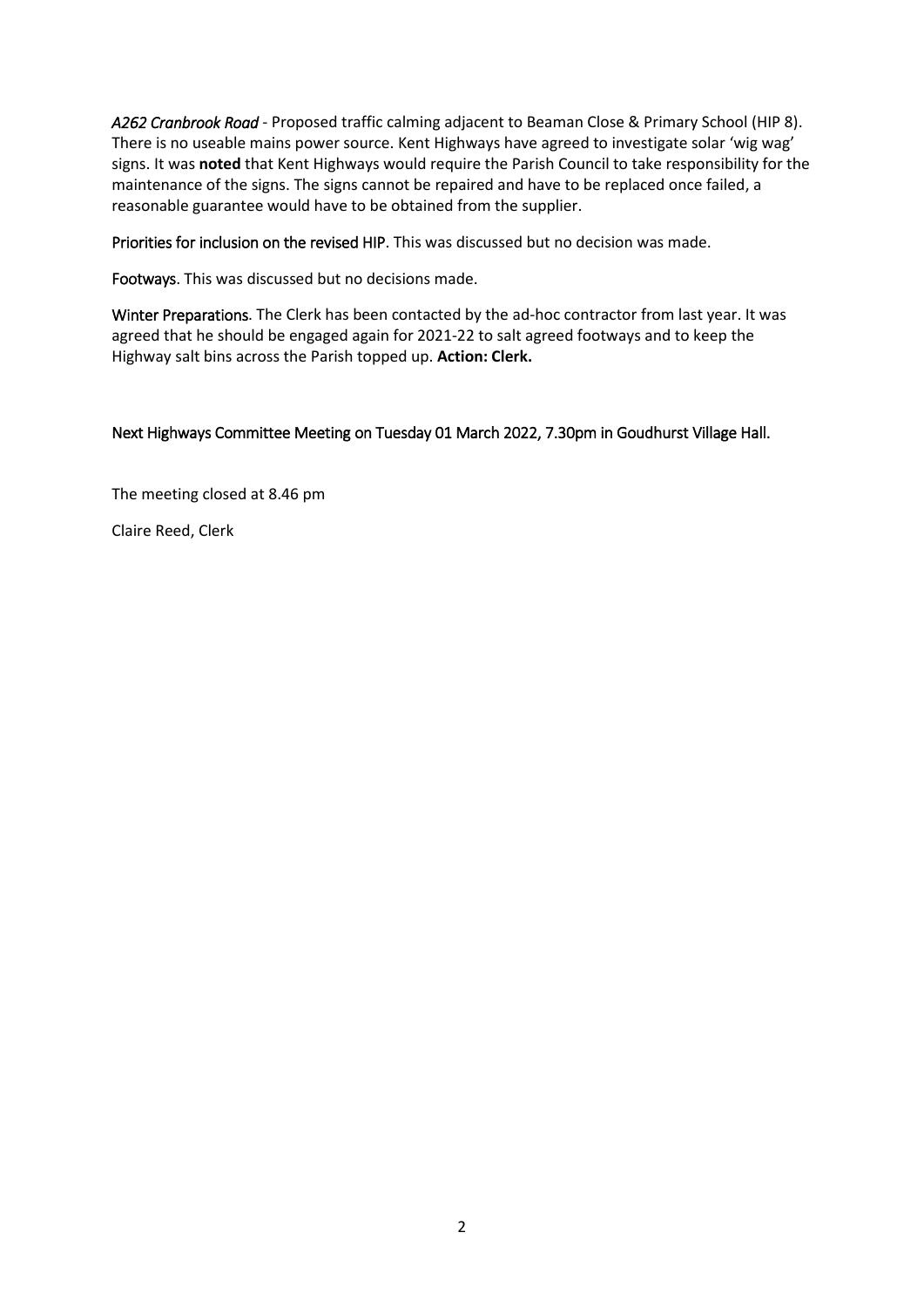*A262 Cranbrook Road* - Proposed traffic calming adjacent to Beaman Close & Primary School (HIP 8). There is no useable mains power source. Kent Highways have agreed to investigate solar 'wig wag' signs. It was **noted** that Kent Highways would require the Parish Council to take responsibility for the maintenance of the signs. The signs cannot be repaired and have to be replaced once failed, a reasonable guarantee would have to be obtained from the supplier.

Priorities for inclusion on the revised HIP. This was discussed but no decision was made.

Footways. This was discussed but no decisions made.

Winter Preparations. The Clerk has been contacted by the ad-hoc contractor from last year. It was agreed that he should be engaged again for 2021-22 to salt agreed footways and to keep the Highway salt bins across the Parish topped up. **Action: Clerk.**

Next Highways Committee Meeting on Tuesday 01 March 2022, 7.30pm in Goudhurst Village Hall.

The meeting closed at 8.46 pm

Claire Reed, Clerk